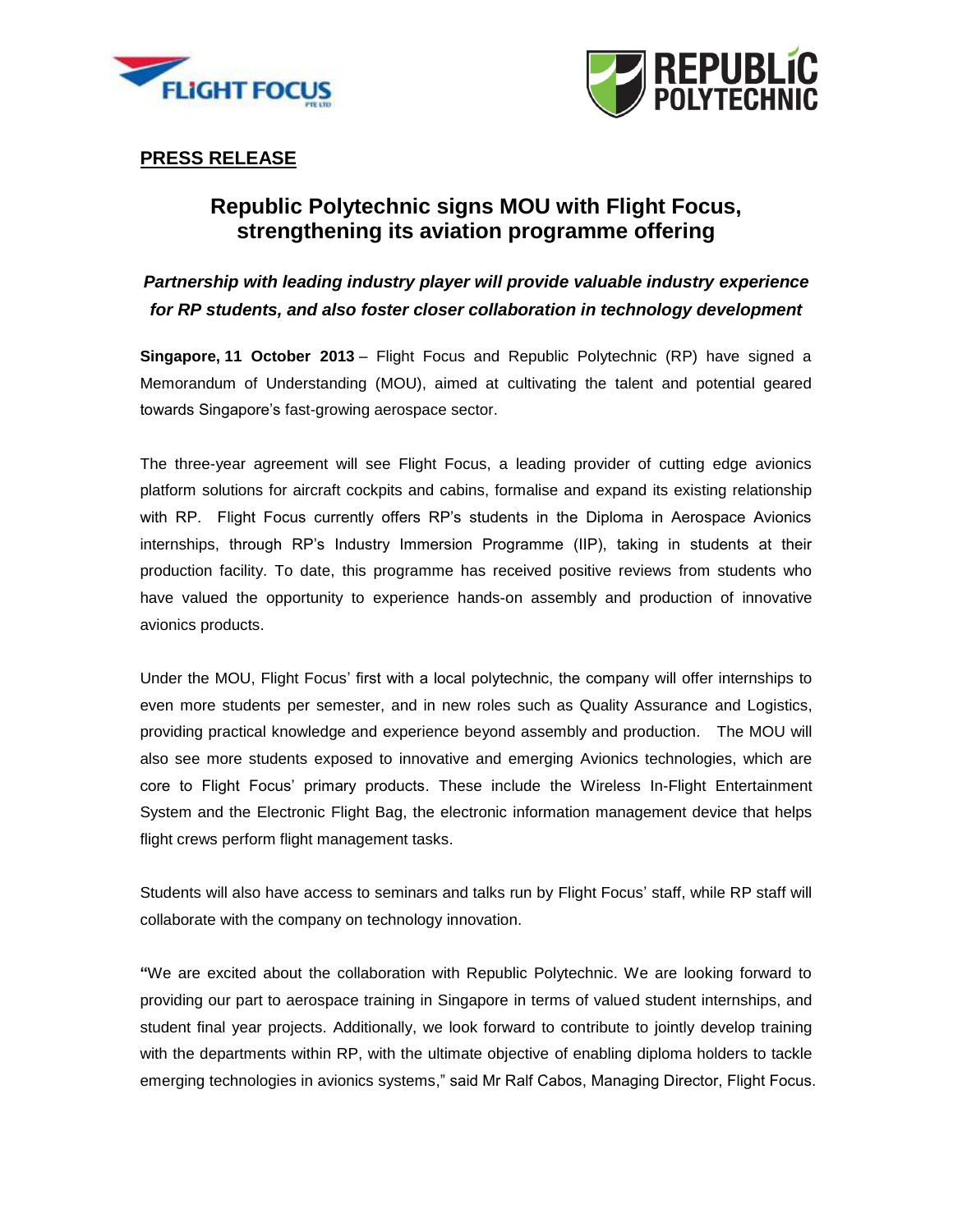**PRESS RELEASE**

# Republic Polytechnic signs MOU with Flight Focus, strengthening its aviation programme offering

***Partnership with leading industry player will provide valuable industry experience for RP students, and also foster closer collaboration in technology development***

**Singapore, 11 October 2013** – Flight Focus and Republic Polytechnic (RP) have signed a Memorandum of Understanding (MOU), aimed at cultivating the talent and potential geared towards Singapore's fast-growing aerospace sector.

The three-year agreement will see Flight Focus, a leading provider of cutting edge avionics platform solutions for aircraft cockpits and cabins, formalise and expand its existing relationship with RP. Flight Focus currently offers RP's students in the Diploma in Aerospace Avionics internships, through RP's Industry Immersion Programme (IIP), taking in students at their production facility. To date, this programme has received positive reviews from students who have valued the opportunity to experience hands-on assembly and production of innovative avionics products.

Under the MOU, Flight Focus' first with a local polytechnic, the company will offer internships to even more students per semester, and in new roles such as Quality Assurance and Logistics, providing practical knowledge and experience beyond assembly and production. The MOU will also see more students exposed to innovative and emerging Avionics technologies, which are core to Flight Focus' primary products. These include the Wireless In-Flight Entertainment System and the Electronic Flight Bag, the electronic information management device that helps flight crews perform flight management tasks.

Students will also have access to seminars and talks run by Flight Focus' staff, while RP staff will collaborate with the company on technology innovation.

**"**We are excited about the collaboration with Republic Polytechnic. We are looking forward to providing our part to aerospace training in Singapore in terms of valued student internships, and student final year projects. Additionally, we look forward to contribute to jointly develop training with the departments within RP, with the ultimate objective of enabling diploma holders to tackle emerging technologies in avionics systems," said Mr Ralf Cabos, Managing Director, Flight Focus.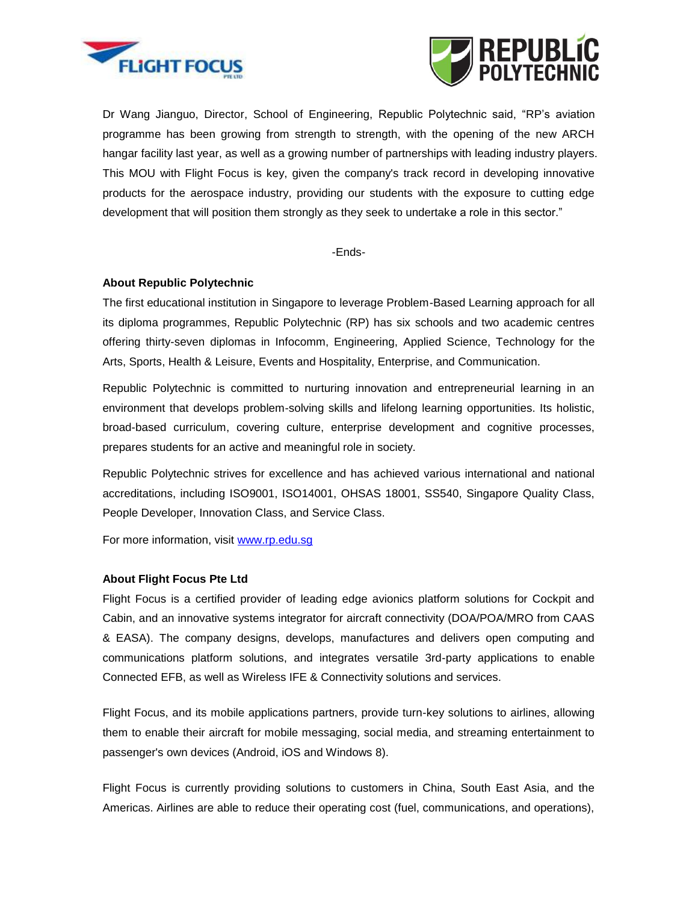Dr Wang Jianguo, Director, School of Engineering, Republic Polytechnic said, "RP's aviation programme has been growing from strength to strength, with the opening of the new ARCH hangar facility last year, as well as a growing number of partnerships with leading industry players. This MOU with Flight Focus is key, given the company's track record in developing innovative products for the aerospace industry, providing our students with the exposure to cutting edge development that will position them strongly as they seek to undertake a role in this sector."

-Ends-

**About Republic Polytechnic**

The first educational institution in Singapore to leverage Problem-Based Learning approach for all its diploma programmes, Republic Polytechnic (RP) has six schools and two academic centres offering thirty-seven diplomas in Infocomm, Engineering, Applied Science, Technology for the Arts, Sports, Health & Leisure, Events and Hospitality, Enterprise, and Communication.

Republic Polytechnic is committed to nurturing innovation and entrepreneurial learning in an environment that develops problem-solving skills and lifelong learning opportunities. Its holistic, broad-based curriculum, covering culture, enterprise development and cognitive processes, prepares students for an active and meaningful role in society.

Republic Polytechnic strives for excellence and has achieved various international and national accreditations, including ISO9001, ISO14001, OHSAS 18001, SS540, Singapore Quality Class, People Developer, Innovation Class, and Service Class.

For more information, visit [www.rp.edu.sg](http://www.rp.edu.sg)

**About Flight Focus Pte Ltd**

Flight Focus is a certified provider of leading edge avionics platform solutions for Cockpit and Cabin, and an innovative systems integrator for aircraft connectivity (DOA/POA/MRO from CAAS & EASA). The company designs, develops, manufactures and delivers open computing and communications platform solutions, and integrates versatile 3rd-party applications to enable Connected EFB, as well as Wireless IFE & Connectivity solutions and services.

Flight Focus, and its mobile applications partners, provide turn-key solutions to airlines, allowing them to enable their aircraft for mobile messaging, social media, and streaming entertainment to passenger's own devices (Android, iOS and Windows 8).

Flight Focus is currently providing solutions to customers in China, South East Asia, and the Americas. Airlines are able to reduce their operating cost (fuel, communications, and operations),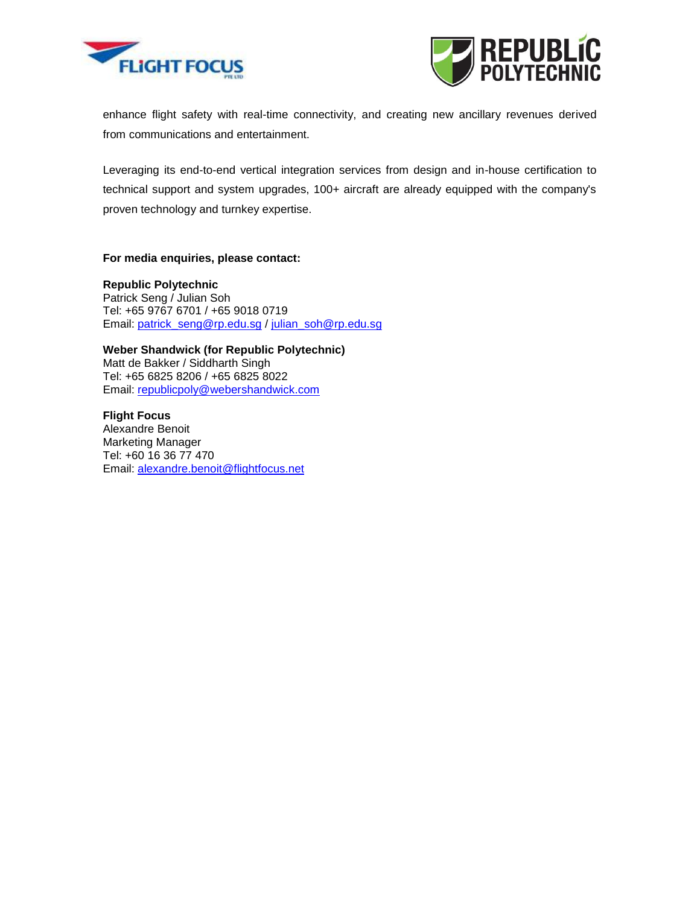enhance flight safety with real-time connectivity, and creating new ancillary revenues derived from communications and entertainment.

Leveraging its end-to-end vertical integration services from design and in-house certification to technical support and system upgrades, 100+ aircraft are already equipped with the company's proven technology and turnkey expertise.

**For media enquiries, please contact:**

**Republic Polytechnic**
Patrick Seng / Julian Soh
Tel: +65 9767 6701 / +65 9018 0719
Email: patrick_seng@rp.edu.sg / julian_soh@rp.edu.sg

**Weber Shandwick (for Republic Polytechnic)**
Matt de Bakker / Siddharth Singh
Tel: +65 6825 8206 / +65 6825 8022
Email: republicpoly@webershandwick.com

**Flight Focus**
Alexandre Benoit
Marketing Manager
Tel: +60 16 36 77 470
Email: alexandre.benoit@flightfocus.net